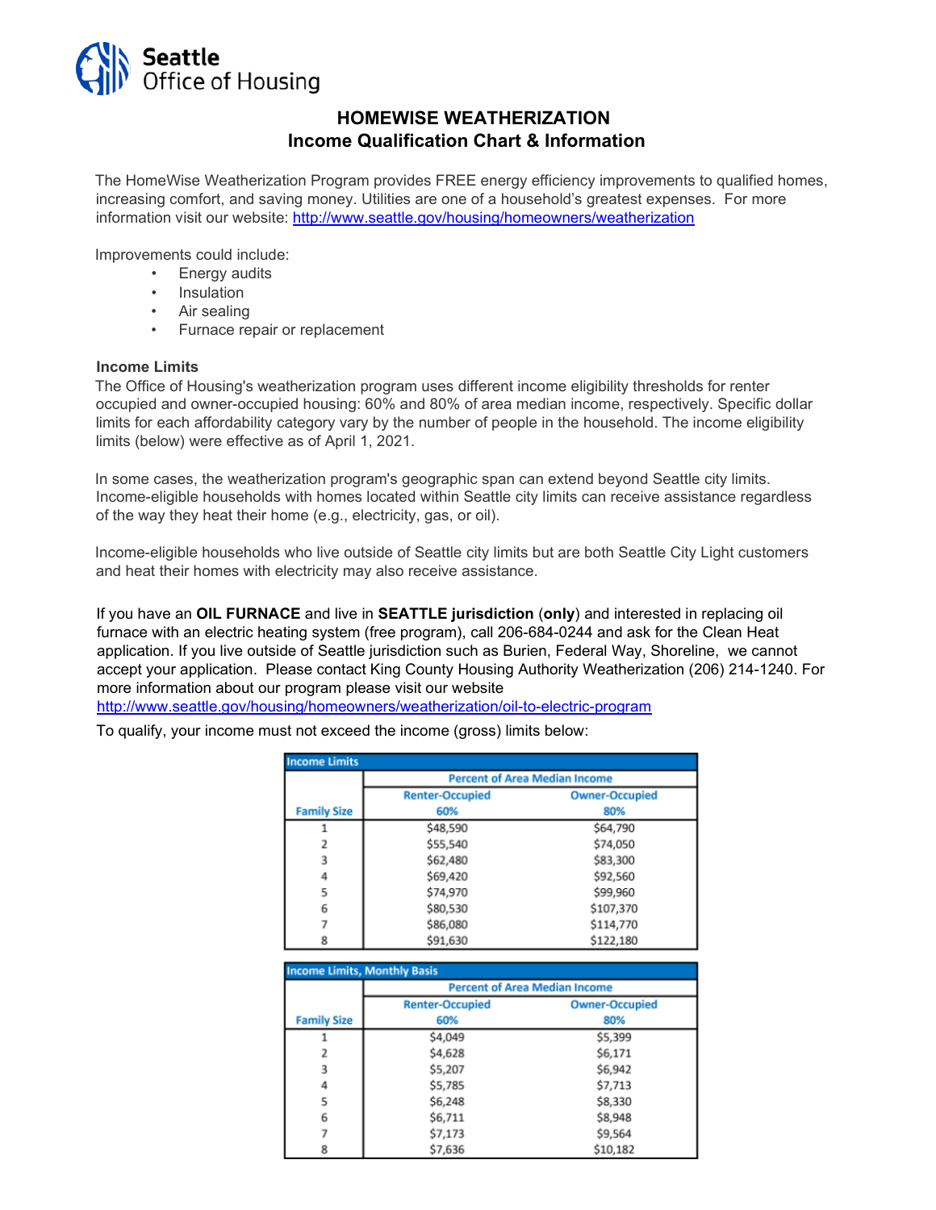Seattle Office of Housing

# HOMEWISE WEATHERIZATION
## Income Qualification Chart & Information

The HomeWise Weatherization Program provides FREE energy efficiency improvements to qualified homes, increasing comfort, and saving money. Utilities are one of a household's greatest expenses. For more information visit our website: [http://www.seattle.gov/housing/homeowners/weatherization](http://www.seattle.gov/housing/homeowners/weatherization)

Improvements could include:

- Energy audits
- Insulation
- Air sealing
- Furnace repair or replacement

**Income Limits**

The Office of Housing's weatherization program uses different income eligibility thresholds for renter occupied and owner-occupied housing: 60% and 80% of area median income, respectively. Specific dollar limits for each affordability category vary by the number of people in the household. The income eligibility limits (below) were effective as of April 1, 2021.

In some cases, the weatherization program's geographic span can extend beyond Seattle city limits. Income-eligible households with homes located within Seattle city limits can receive assistance regardless of the way they heat their home (e.g., electricity, gas, or oil).

Income-eligible households who live outside of Seattle city limits but are both Seattle City Light customers and heat their homes with electricity may also receive assistance.

If you have an **OIL FURNACE** and live in **SEATTLE jurisdiction** (**only**) and interested in replacing oil furnace with an electric heating system (free program), call 206-684-0244 and ask for the Clean Heat application. If you live outside of Seattle jurisdiction such as Burien, Federal Way, Shoreline, we cannot accept your application. Please contact King County Housing Authority Weatherization (206) 214-1240. For more information about our program please visit our website [http://www.seattle.gov/housing/homeowners/weatherization/oil-to-electric-program](http://www.seattle.gov/housing/homeowners/weatherization/oil-to-electric-program)

To qualify, your income must not exceed the income (gross) limits below:

**Income Limits**

| | Percent of Area Median Income | |
|---|---|---|
| **Family Size** | **Renter-Occupied 60%** | **Owner-Occupied 80%** |
| 1 | $48,590 | $64,790 |
| 2 | $55,540 | $74,050 |
| 3 | $62,480 | $83,300 |
| 4 | $69,420 | $92,560 |
| 5 | $74,970 | $99,960 |
| 6 | $80,530 | $107,370 |
| 7 | $86,080 | $114,770 |
| 8 | $91,630 | $122,180 |

**Income Limits, Monthly Basis**

| | Percent of Area Median Income | |
|---|---|---|
| **Family Size** | **Renter-Occupied 60%** | **Owner-Occupied 80%** |
| 1 | $4,049 | $5,399 |
| 2 | $4,628 | $6,171 |
| 3 | $5,207 | $6,942 |
| 4 | $5,785 | $7,713 |
| 5 | $6,248 | $8,330 |
| 6 | $6,711 | $8,948 |
| 7 | $7,173 | $9,564 |
| 8 | $7,636 | $10,182 |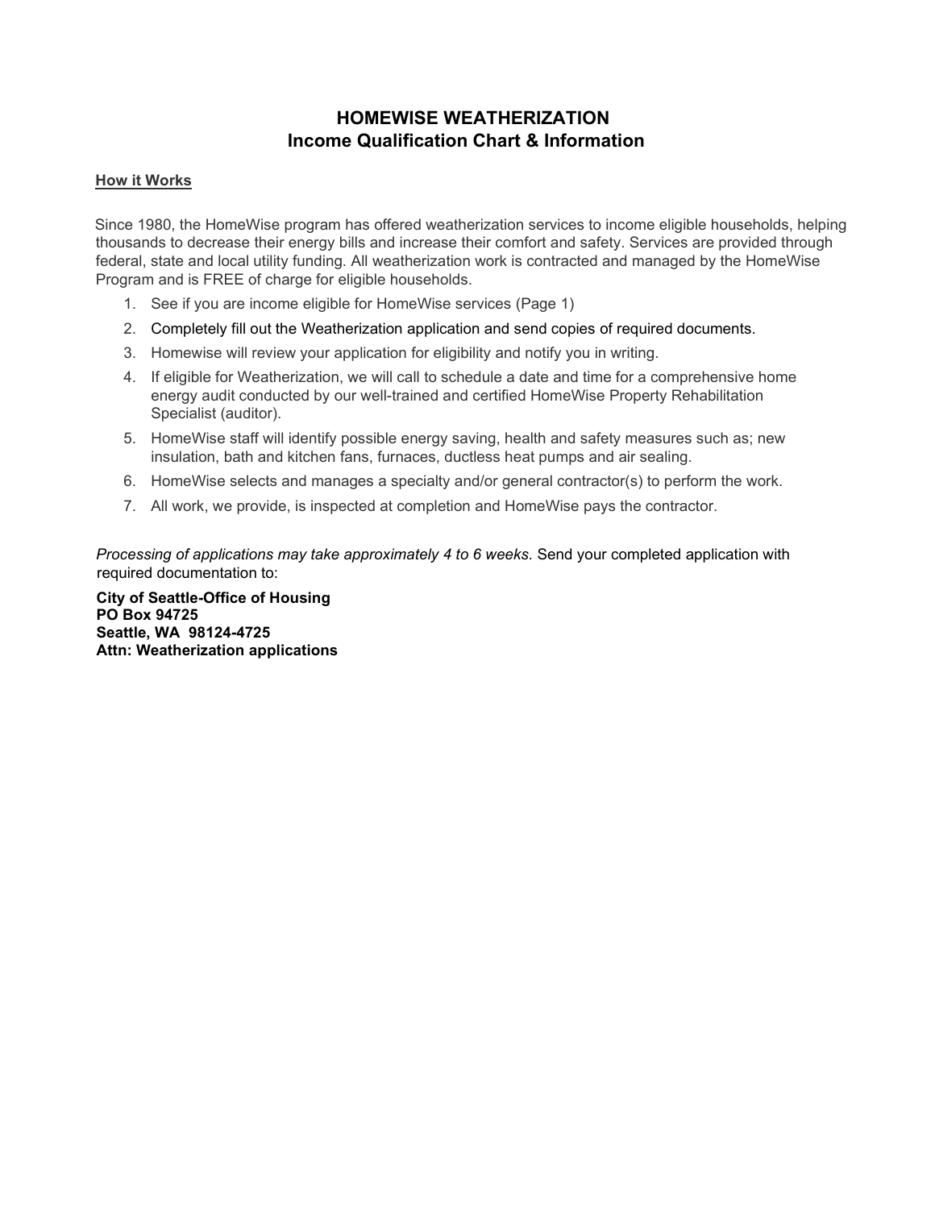# HOMEWISE WEATHERIZATION
## Income Qualification Chart & Information

**How it Works**

Since 1980, the HomeWise program has offered weatherization services to income eligible households, helping thousands to decrease their energy bills and increase their comfort and safety. Services are provided through federal, state and local utility funding. All weatherization work is contracted and managed by the HomeWise Program and is FREE of charge for eligible households.

1. See if you are income eligible for HomeWise services (Page 1)
2. Completely fill out the Weatherization application and send copies of required documents.
3. Homewise will review your application for eligibility and notify you in writing.
4. If eligible for Weatherization, we will call to schedule a date and time for a comprehensive home energy audit conducted by our well-trained and certified HomeWise Property Rehabilitation Specialist (auditor).
5. HomeWise staff will identify possible energy saving, health and safety measures such as; new insulation, bath and kitchen fans, furnaces, ductless heat pumps and air sealing.
6. HomeWise selects and manages a specialty and/or general contractor(s) to perform the work.
7. All work, we provide, is inspected at completion and HomeWise pays the contractor.

*Processing of applications may take approximately 4 to 6 weeks.* Send your completed application with required documentation to:

**City of Seattle-Office of Housing**
**PO Box 94725**
**Seattle, WA 98124-4725**
**Attn: Weatherization applications**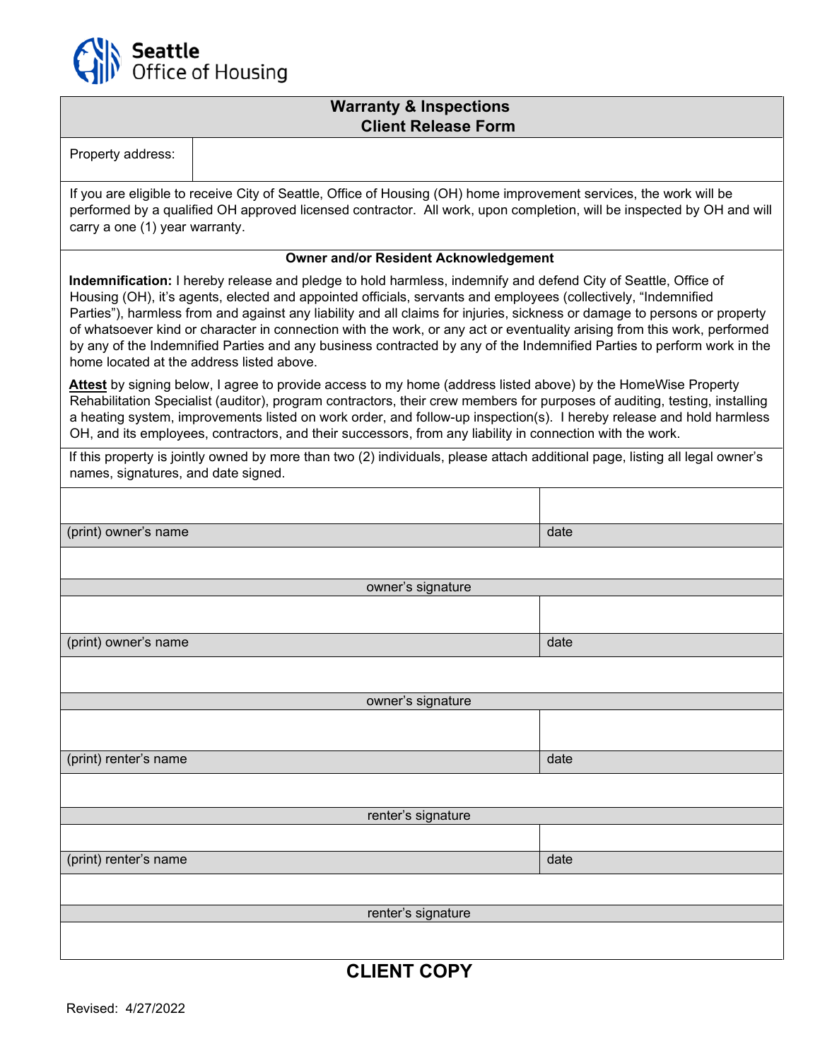Seattle Office of Housing

## Warranty & Inspections
## Client Release Form

| Property address: | |
|---|---|

If you are eligible to receive City of Seattle, Office of Housing (OH) home improvement services, the work will be performed by a qualified OH approved licensed contractor. All work, upon completion, will be inspected by OH and will carry a one (1) year warranty.

**Owner and/or Resident Acknowledgement**

**Indemnification:** I hereby release and pledge to hold harmless, indemnify and defend City of Seattle, Office of Housing (OH), it's agents, elected and appointed officials, servants and employees (collectively, "Indemnified Parties"), harmless from and against any liability and all claims for injuries, sickness or damage to persons or property of whatsoever kind or character in connection with the work, or any act or eventuality arising from this work, performed by any of the Indemnified Parties and any business contracted by any of the Indemnified Parties to perform work in the home located at the address listed above.

**Attest** by signing below, I agree to provide access to my home (address listed above) by the HomeWise Property Rehabilitation Specialist (auditor), program contractors, their crew members for purposes of auditing, testing, installing a heating system, improvements listed on work order, and follow-up inspection(s). I hereby release and hold harmless OH, and its employees, contractors, and their successors, from any liability in connection with the work.

If this property is jointly owned by more than two (2) individuals, please attach additional page, listing all legal owner's names, signatures, and date signed.

| | |
|---|---|
| (print) owner's name | date |
| owner's signature | |
| | |
| (print) owner's name | date |
| owner's signature | |
| | |
| (print) renter's name | date |
| renter's signature | |
| | |
| (print) renter's name | date |
| renter's signature | |

**CLIENT COPY**

Revised: 4/27/2022